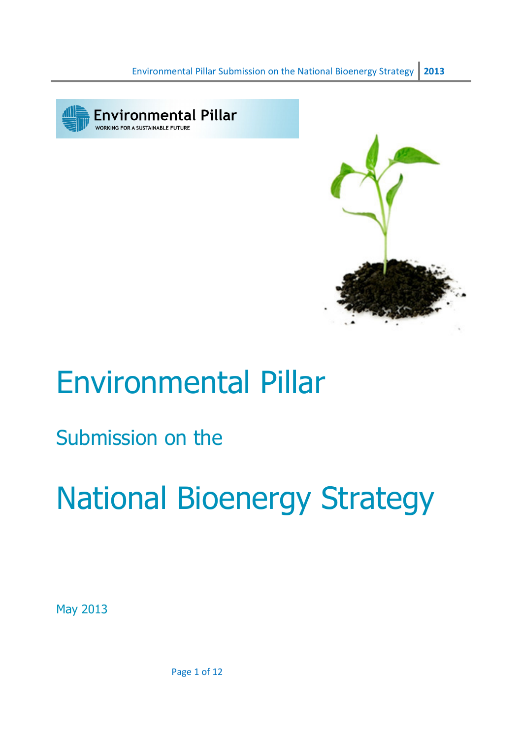# Environmental Pillar

## Submission on the

# National Bioenergy Strategy

May 2013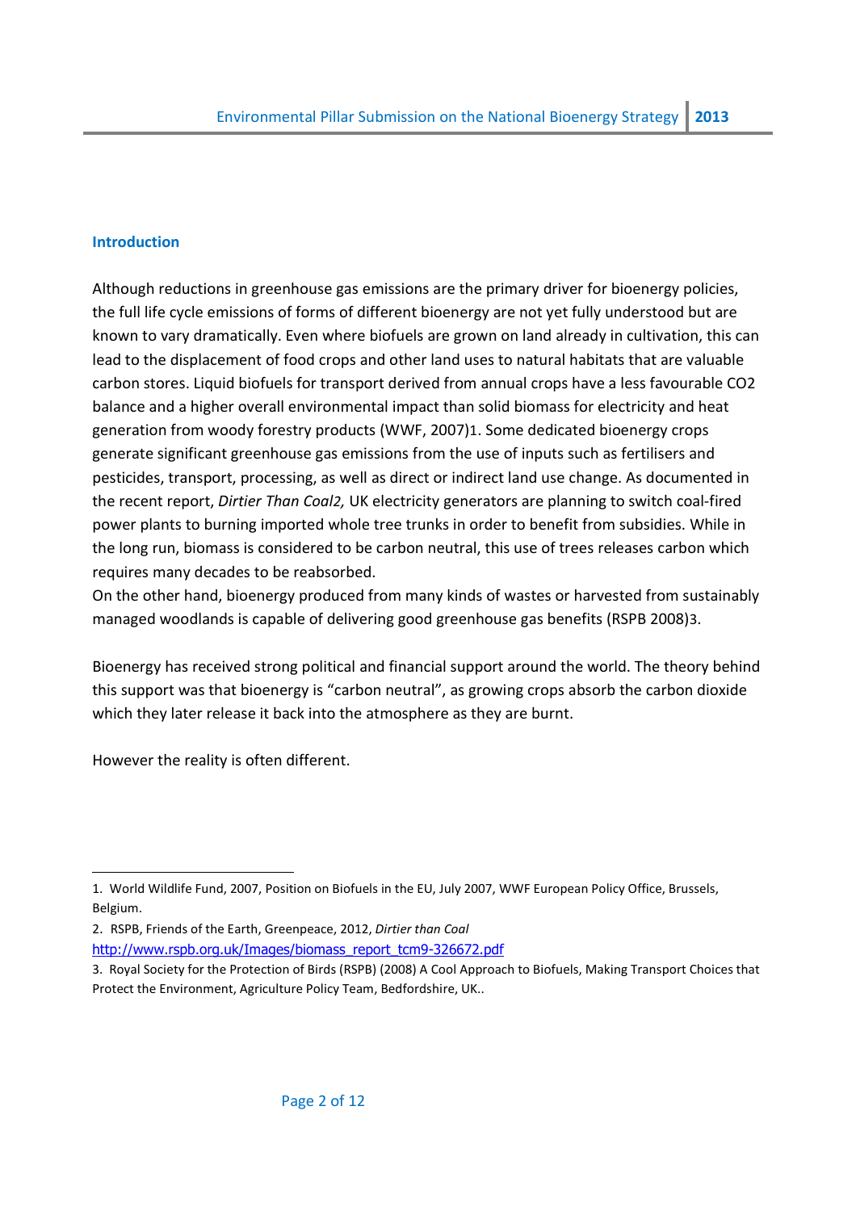### Introduction

Although reductions in greenhouse gas emissions are the primary driver for bioenergy policies, the full life cycle emissions of forms of different bioenergy are not yet fully understood but are known to vary dramatically. Even where biofuels are grown on land already in cultivation, this can lead to the displacement of food crops and other land uses to natural habitats that are valuable carbon stores. Liquid biofuels for transport derived from annual crops have a less favourable $CO_2$ balance and a higher overall environmental impact than solid biomass for electricity and heat generation from woody forestry products (WWF, 2007)[1]. Some dedicated bioenergy crops generate significant greenhouse gas emissions from the use of inputs such as fertilisers and pesticides, transport, processing, as well as direct or indirect land use change. As documented in the recent report, *Dirtier Than Coal*[2], UK electricity generators are planning to switch coal-fired power plants to burning imported whole tree trunks in order to benefit from subsidies. While in the long run, biomass is considered to be carbon neutral, this use of trees releases carbon which requires many decades to be reabsorbed.

On the other hand, bioenergy produced from many kinds of wastes or harvested from sustainably managed woodlands is capable of delivering good greenhouse gas benefits (RSPB 2008)[3].

Bioenergy has received strong political and financial support around the world. The theory behind this support was that bioenergy is "carbon neutral", as growing crops absorb the carbon dioxide which they later release it back into the atmosphere as they are burnt.

However the reality is often different.

---

1. World Wildlife Fund, 2007, Position on Biofuels in the EU, July 2007, WWF European Policy Office, Brussels, Belgium.
2. RSPB, Friends of the Earth, Greenpeace, 2012, *Dirtier than Coal* http://www.rspb.org.uk/Images/biomass_report_tcm9-326672.pdf
3. Royal Society for the Protection of Birds (RSPB) (2008) A Cool Approach to Biofuels, Making Transport Choices that Protect the Environment, Agriculture Policy Team, Bedfordshire, UK..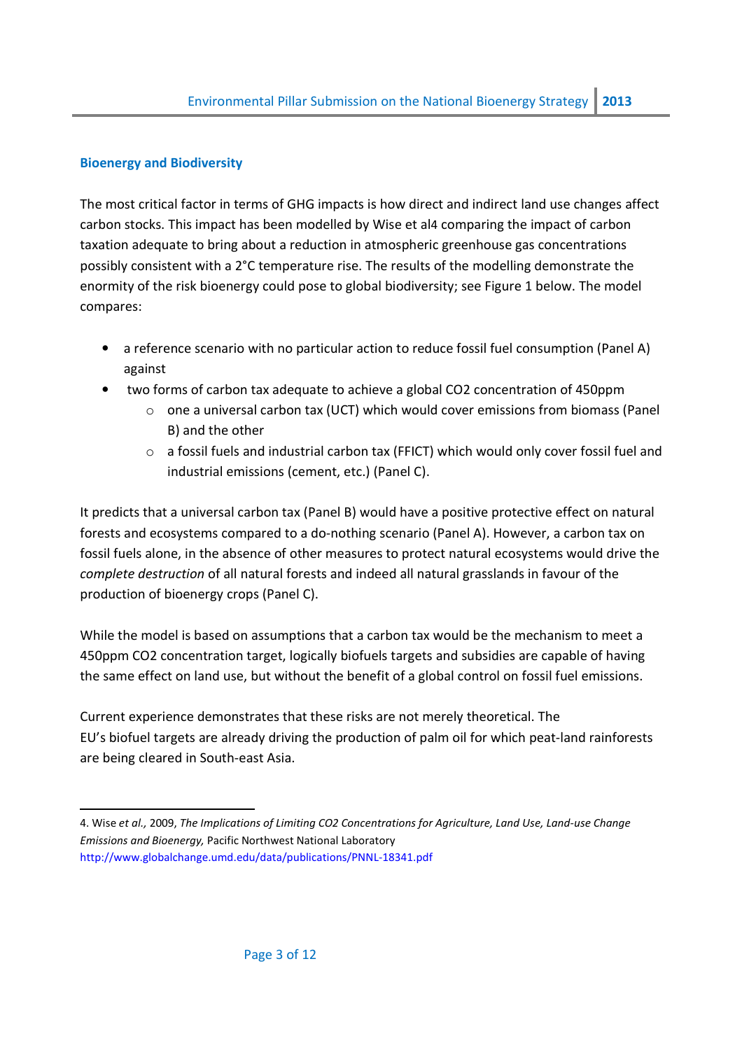## Bioenergy and Biodiversity

The most critical factor in terms of GHG impacts is how direct and indirect land use changes affect carbon stocks. This impact has been modelled by Wise et al[4] comparing the impact of carbon taxation adequate to bring about a reduction in atmospheric greenhouse gas concentrations possibly consistent with a 2°C temperature rise. The results of the modelling demonstrate the enormity of the risk bioenergy could pose to global biodiversity; see Figure 1 below. The model compares:

- a reference scenario with no particular action to reduce fossil fuel consumption (Panel A) against
- two forms of carbon tax adequate to achieve a global CO2 concentration of 450ppm
    - one a universal carbon tax (UCT) which would cover emissions from biomass (Panel B) and the other
    - a fossil fuels and industrial carbon tax (FFICT) which would only cover fossil fuel and industrial emissions (cement, etc.) (Panel C).

It predicts that a universal carbon tax (Panel B) would have a positive protective effect on natural forests and ecosystems compared to a do-nothing scenario (Panel A). However, a carbon tax on fossil fuels alone, in the absence of other measures to protect natural ecosystems would drive the *complete destruction* of all natural forests and indeed all natural grasslands in favour of the production of bioenergy crops (Panel C).

While the model is based on assumptions that a carbon tax would be the mechanism to meet a 450ppm CO2 concentration target, logically biofuels targets and subsidies are capable of having the same effect on land use, but without the benefit of a global control on fossil fuel emissions.

Current experience demonstrates that these risks are not merely theoretical. The EU's biofuel targets are already driving the production of palm oil for which peat-land rainforests are being cleared in South-east Asia.

---

4. Wise *et al.,* 2009, *The Implications of Limiting CO2 Concentrations for Agriculture, Land Use, Land-use Change Emissions and Bioenergy,* Pacific Northwest National Laboratory http://www.globalchange.umd.edu/data/publications/PNNL-18341.pdf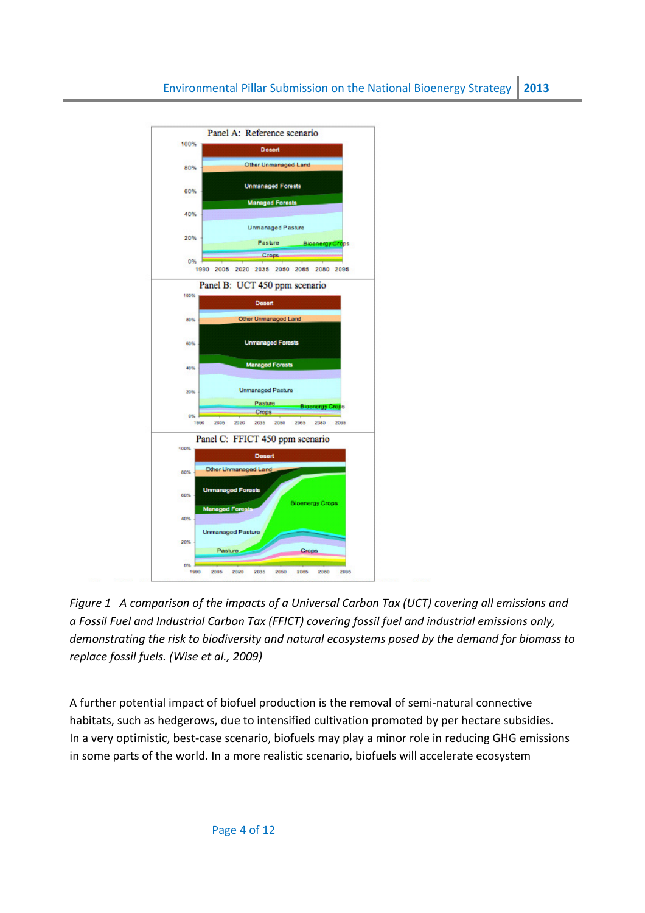*Figure 1 A comparison of the impacts of a Universal Carbon Tax (UCT) covering all emissions and a Fossil Fuel and Industrial Carbon Tax (FFICT) covering fossil fuel and industrial emissions only, demonstrating the risk to biodiversity and natural ecosystems posed by the demand for biomass to replace fossil fuels. (Wise et al., 2009)*

A further potential impact of biofuel production is the removal of semi-natural connective habitats, such as hedgerows, due to intensified cultivation promoted by per hectare subsidies. In a very optimistic, best-case scenario, biofuels may play a minor role in reducing GHG emissions in some parts of the world. In a more realistic scenario, biofuels will accelerate ecosystem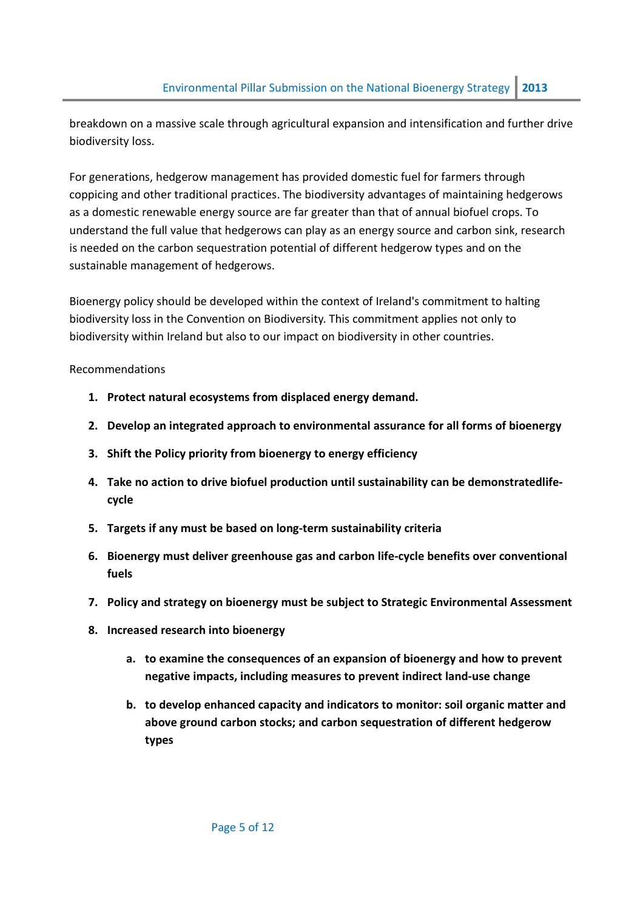breakdown on a massive scale through agricultural expansion and intensification and further drive biodiversity loss.

For generations, hedgerow management has provided domestic fuel for farmers through coppicing and other traditional practices. The biodiversity advantages of maintaining hedgerows as a domestic renewable energy source are far greater than that of annual biofuel crops. To understand the full value that hedgerows can play as an energy source and carbon sink, research is needed on the carbon sequestration potential of different hedgerow types and on the sustainable management of hedgerows.

Bioenergy policy should be developed within the context of Ireland's commitment to halting biodiversity loss in the Convention on Biodiversity. This commitment applies not only to biodiversity within Ireland but also to our impact on biodiversity in other countries.

Recommendations

1. **Protect natural ecosystems from displaced energy demand.**
2. **Develop an integrated approach to environmental assurance for all forms of bioenergy**
3. **Shift the Policy priority from bioenergy to energy efficiency**
4. **Take no action to drive biofuel production until sustainability can be demonstratedlife-cycle**
5. **Targets if any must be based on long-term sustainability criteria**
6. **Bioenergy must deliver greenhouse gas and carbon life-cycle benefits over conventional fuels**
7. **Policy and strategy on bioenergy must be subject to Strategic Environmental Assessment**
8. **Increased research into bioenergy**
    a. **to examine the consequences of an expansion of bioenergy and how to prevent negative impacts, including measures to prevent indirect land-use change**
    b. **to develop enhanced capacity and indicators to monitor: soil organic matter and above ground carbon stocks; and carbon sequestration of different hedgerow types**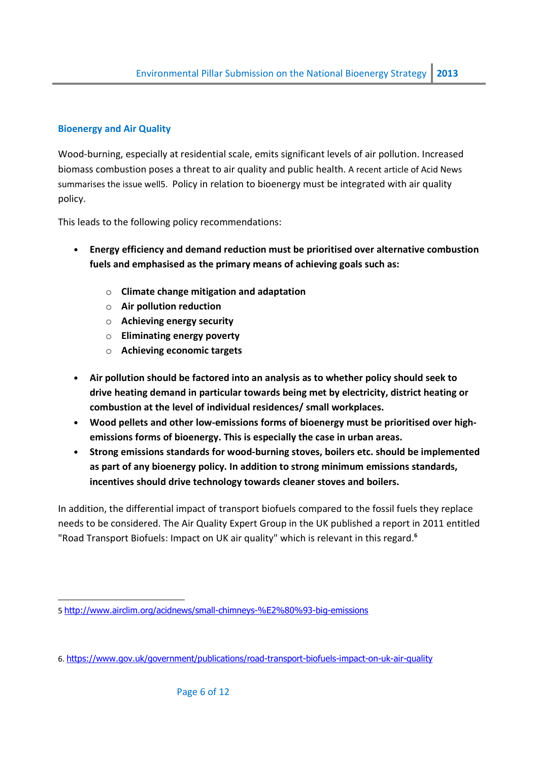### Bioenergy and Air Quality

Wood-burning, especially at residential scale, emits significant levels of air pollution. Increased biomass combustion poses a threat to air quality and public health. A recent article of Acid News summarises the issue well[5]. Policy in relation to bioenergy must be integrated with air quality policy.

This leads to the following policy recommendations:

- **Energy efficiency and demand reduction must be prioritised over alternative combustion fuels and emphasised as the primary means of achieving goals such as:**
  - **Climate change mitigation and adaptation**
  - **Air pollution reduction**
  - **Achieving energy security**
  - **Eliminating energy poverty**
  - **Achieving economic targets**
- **Air pollution should be factored into an analysis as to whether policy should seek to drive heating demand in particular towards being met by electricity, district heating or combustion at the level of individual residences/ small workplaces.**
- **Wood pellets and other low-emissions forms of bioenergy must be prioritised over high-emissions forms of bioenergy. This is especially the case in urban areas.**
- **Strong emissions standards for wood-burning stoves, boilers etc. should be implemented as part of any bioenergy policy. In addition to strong minimum emissions standards, incentives should drive technology towards cleaner stoves and boilers.**

In addition, the differential impact of transport biofuels compared to the fossil fuels they replace needs to be considered. The Air Quality Expert Group in the UK published a report in 2011 entitled "Road Transport Biofuels: Impact on UK air quality" which is relevant in this regard.[6]

---

5 http://www.airclim.org/acidnews/small-chimneys-%E2%80%93-big-emissions

6. https://www.gov.uk/government/publications/road-transport-biofuels-impact-on-uk-air-quality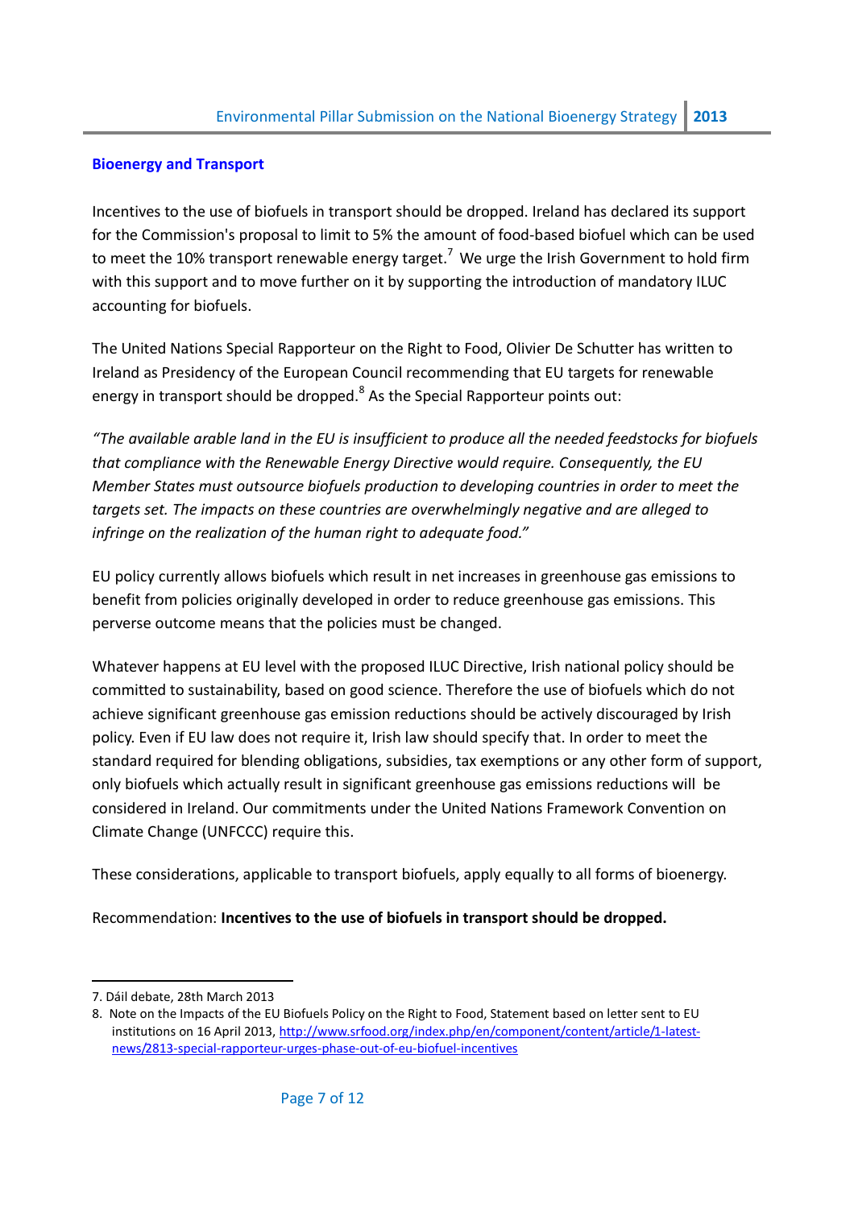## Bioenergy and Transport

Incentives to the use of biofuels in transport should be dropped. Ireland has declared its support for the Commission's proposal to limit to 5% the amount of food-based biofuel which can be used to meet the 10% transport renewable energy target.[7] We urge the Irish Government to hold firm with this support and to move further on it by supporting the introduction of mandatory ILUC accounting for biofuels.

The United Nations Special Rapporteur on the Right to Food, Olivier De Schutter has written to Ireland as Presidency of the European Council recommending that EU targets for renewable energy in transport should be dropped.[8] As the Special Rapporteur points out:

*"The available arable land in the EU is insufficient to produce all the needed feedstocks for biofuels that compliance with the Renewable Energy Directive would require. Consequently, the EU Member States must outsource biofuels production to developing countries in order to meet the targets set. The impacts on these countries are overwhelmingly negative and are alleged to infringe on the realization of the human right to adequate food."*

EU policy currently allows biofuels which result in net increases in greenhouse gas emissions to benefit from policies originally developed in order to reduce greenhouse gas emissions. This perverse outcome means that the policies must be changed.

Whatever happens at EU level with the proposed ILUC Directive, Irish national policy should be committed to sustainability, based on good science. Therefore the use of biofuels which do not achieve significant greenhouse gas emission reductions should be actively discouraged by Irish policy. Even if EU law does not require it, Irish law should specify that. In order to meet the standard required for blending obligations, subsidies, tax exemptions or any other form of support, only biofuels which actually result in significant greenhouse gas emissions reductions will be considered in Ireland. Our commitments under the United Nations Framework Convention on Climate Change (UNFCCC) require this.

These considerations, applicable to transport biofuels, apply equally to all forms of bioenergy.

Recommendation: **Incentives to the use of biofuels in transport should be dropped.**

---

7. Dáil debate, 28th March 2013

8. Note on the Impacts of the EU Biofuels Policy on the Right to Food, Statement based on letter sent to EU institutions on 16 April 2013, http://www.srfood.org/index.php/en/component/content/article/1-latest-news/2813-special-rapporteur-urges-phase-out-of-eu-biofuel-incentives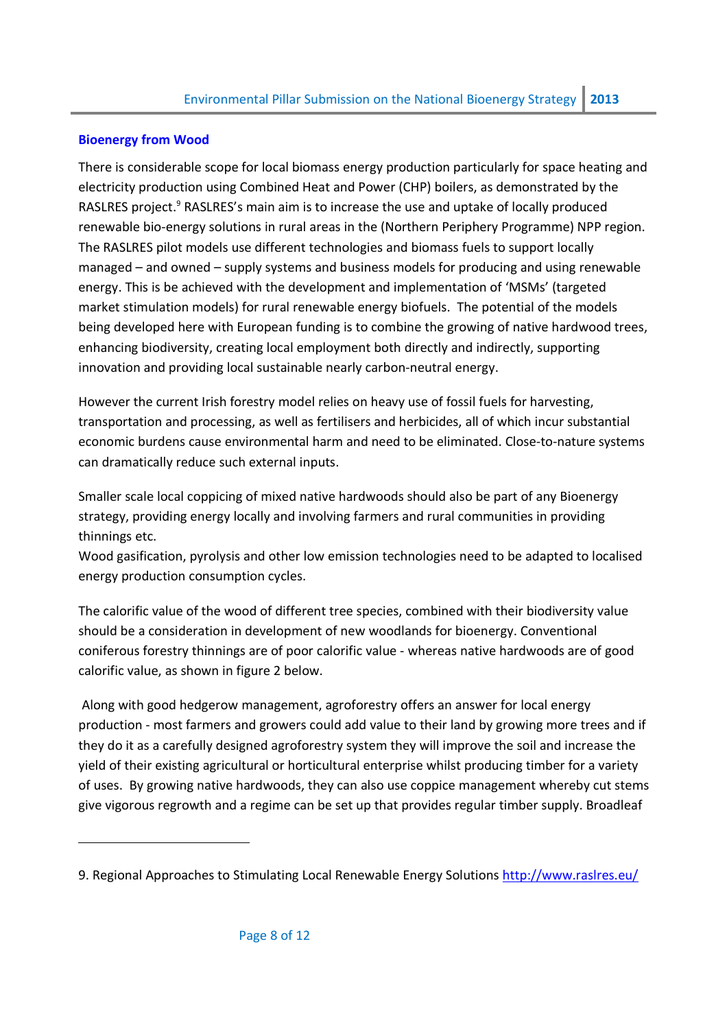### Bioenergy from Wood

There is considerable scope for local biomass energy production particularly for space heating and electricity production using Combined Heat and Power (CHP) boilers, as demonstrated by the RASLRES project.[9] RASLRES's main aim is to increase the use and uptake of locally produced renewable bio-energy solutions in rural areas in the (Northern Periphery Programme) NPP region. The RASLRES pilot models use different technologies and biomass fuels to support locally managed – and owned – supply systems and business models for producing and using renewable energy. This is be achieved with the development and implementation of 'MSMs' (targeted market stimulation models) for rural renewable energy biofuels. The potential of the models being developed here with European funding is to combine the growing of native hardwood trees, enhancing biodiversity, creating local employment both directly and indirectly, supporting innovation and providing local sustainable nearly carbon-neutral energy.

However the current Irish forestry model relies on heavy use of fossil fuels for harvesting, transportation and processing, as well as fertilisers and herbicides, all of which incur substantial economic burdens cause environmental harm and need to be eliminated. Close-to-nature systems can dramatically reduce such external inputs.

Smaller scale local coppicing of mixed native hardwoods should also be part of any Bioenergy strategy, providing energy locally and involving farmers and rural communities in providing thinnings etc.

Wood gasification, pyrolysis and other low emission technologies need to be adapted to localised energy production consumption cycles.

The calorific value of the wood of different tree species, combined with their biodiversity value should be a consideration in development of new woodlands for bioenergy. Conventional coniferous forestry thinnings are of poor calorific value - whereas native hardwoods are of good calorific value, as shown in figure 2 below.

Along with good hedgerow management, agroforestry offers an answer for local energy production - most farmers and growers could add value to their land by growing more trees and if they do it as a carefully designed agroforestry system they will improve the soil and increase the yield of their existing agricultural or horticultural enterprise whilst producing timber for a variety of uses. By growing native hardwoods, they can also use coppice management whereby cut stems give vigorous regrowth and a regime can be set up that provides regular timber supply. Broadleaf

---

9. Regional Approaches to Stimulating Local Renewable Energy Solutions http://www.raslres.eu/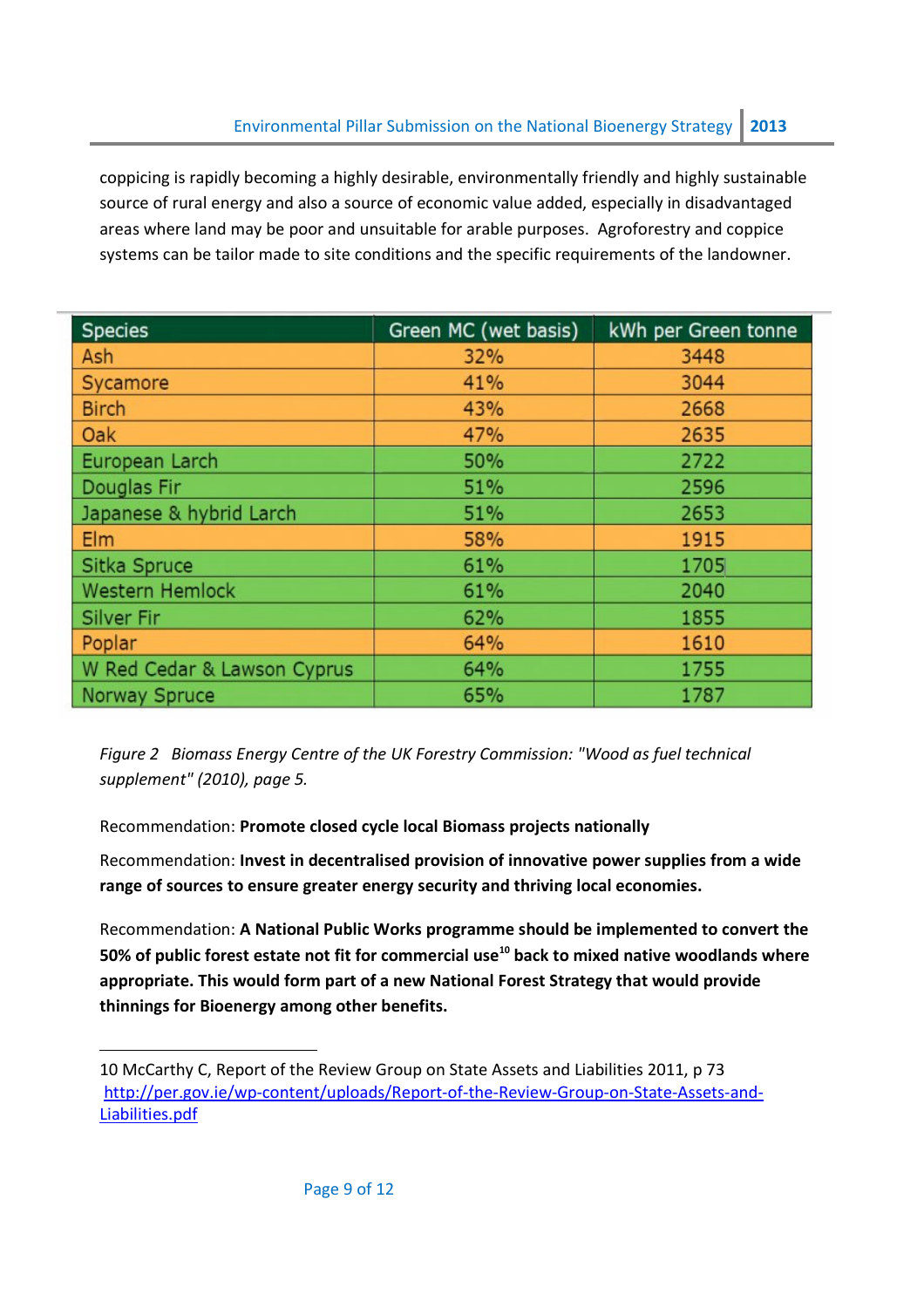coppicing is rapidly becoming a highly desirable, environmentally friendly and highly sustainable source of rural energy and also a source of economic value added, especially in disadvantaged areas where land may be poor and unsuitable for arable purposes. Agroforestry and coppice systems can be tailor made to site conditions and the specific requirements of the landowner.

| Species | Green MC (wet basis) | kWh per Green tonne |
|---|---|---|
| Ash | 32% | 3448 |
| Sycamore | 41% | 3044 |
| Birch | 43% | 2668 |
| Oak | 47% | 2635 |
| European Larch | 50% | 2722 |
| Douglas Fir | 51% | 2596 |
| Japanese & hybrid Larch | 51% | 2653 |
| Elm | 58% | 1915 |
| Sitka Spruce | 61% | 1705 |
| Western Hemlock | 61% | 2040 |
| Silver Fir | 62% | 1855 |
| Poplar | 64% | 1610 |
| W Red Cedar & Lawson Cyprus | 64% | 1755 |
| Norway Spruce | 65% | 1787 |

*Figure 2 Biomass Energy Centre of the UK Forestry Commission: "Wood as fuel technical supplement" (2010), page 5.*

Recommendation: **Promote closed cycle local Biomass projects nationally**

Recommendation: **Invest in decentralised provision of innovative power supplies from a wide range of sources to ensure greater energy security and thriving local economies.**

Recommendation: **A National Public Works programme should be implemented to convert the 50% of public forest estate not fit for commercial use[10] back to mixed native woodlands where appropriate. This would form part of a new National Forest Strategy that would provide thinnings for Bioenergy among other benefits.**

---

10 McCarthy C, Report of the Review Group on State Assets and Liabilities 2011, p 73 http://per.gov.ie/wp-content/uploads/Report-of-the-Review-Group-on-State-Assets-and-Liabilities.pdf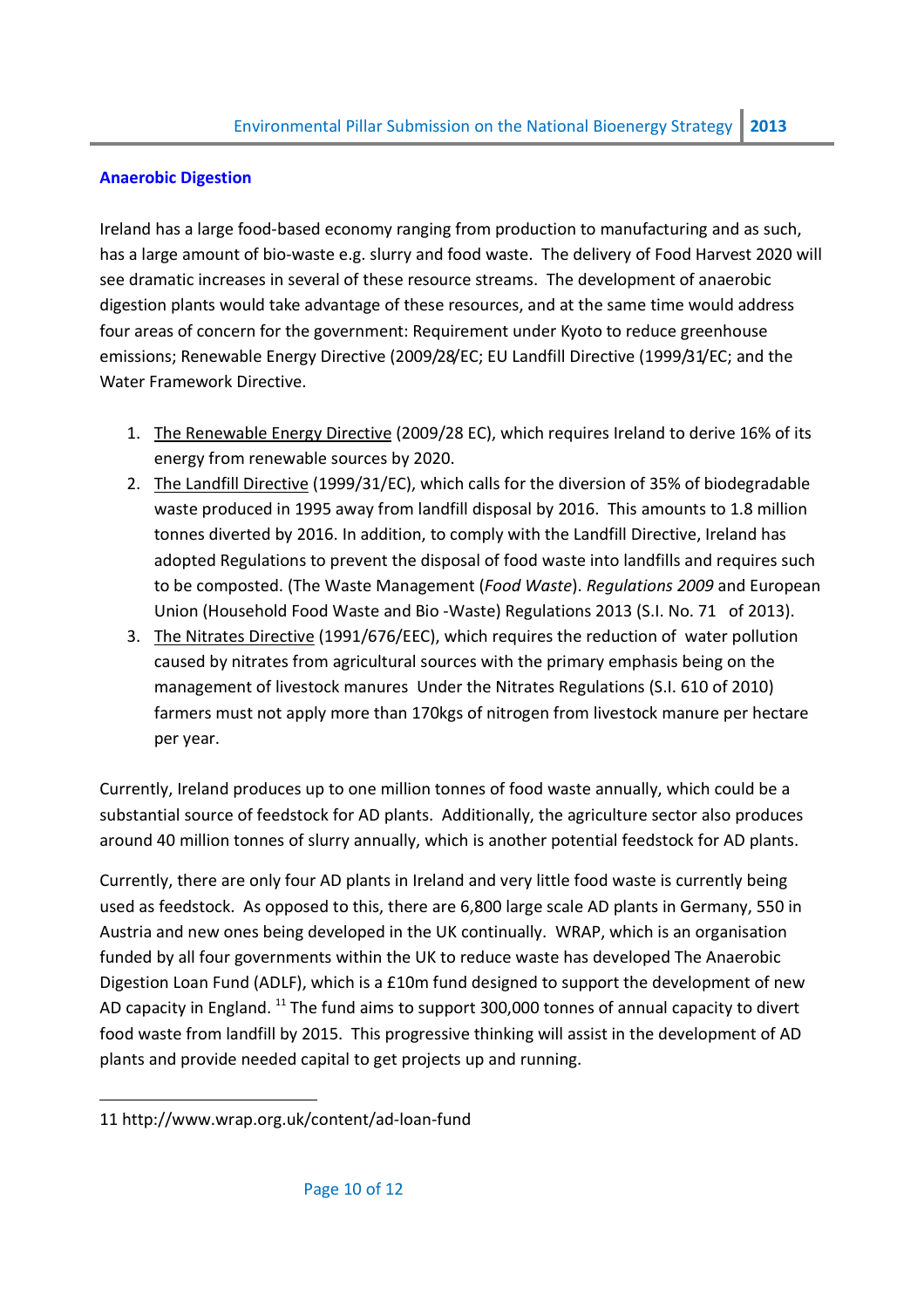## Anaerobic Digestion

Ireland has a large food-based economy ranging from production to manufacturing and as such, has a large amount of bio-waste e.g. slurry and food waste. The delivery of Food Harvest 2020 will see dramatic increases in several of these resource streams. The development of anaerobic digestion plants would take advantage of these resources, and at the same time would address four areas of concern for the government: Requirement under Kyoto to reduce greenhouse emissions; Renewable Energy Directive (2009/28/EC; EU Landfill Directive (1999/31/EC; and the Water Framework Directive.

1. The Renewable Energy Directive (2009/28 EC), which requires Ireland to derive 16% of its energy from renewable sources by 2020.
2. The Landfill Directive (1999/31/EC), which calls for the diversion of 35% of biodegradable waste produced in 1995 away from landfill disposal by 2016. This amounts to 1.8 million tonnes diverted by 2016. In addition, to comply with the Landfill Directive, Ireland has adopted Regulations to prevent the disposal of food waste into landfills and requires such to be composted. (The Waste Management (*Food Waste*). *Regulations 2009* and European Union (Household Food Waste and Bio -Waste) Regulations 2013 (S.I. No. 71 of 2013).
3. The Nitrates Directive (1991/676/EEC), which requires the reduction of water pollution caused by nitrates from agricultural sources with the primary emphasis being on the management of livestock manures Under the Nitrates Regulations (S.I. 610 of 2010) farmers must not apply more than 170kgs of nitrogen from livestock manure per hectare per year.

Currently, Ireland produces up to one million tonnes of food waste annually, which could be a substantial source of feedstock for AD plants. Additionally, the agriculture sector also produces around 40 million tonnes of slurry annually, which is another potential feedstock for AD plants.

Currently, there are only four AD plants in Ireland and very little food waste is currently being used as feedstock. As opposed to this, there are 6,800 large scale AD plants in Germany, 550 in Austria and new ones being developed in the UK continually. WRAP, which is an organisation funded by all four governments within the UK to reduce waste has developed The Anaerobic Digestion Loan Fund (ADLF), which is a £10m fund designed to support the development of new AD capacity in England. [11] The fund aims to support 300,000 tonnes of annual capacity to divert food waste from landfill by 2015. This progressive thinking will assist in the development of AD plants and provide needed capital to get projects up and running.

---

11 http://www.wrap.org.uk/content/ad-loan-fund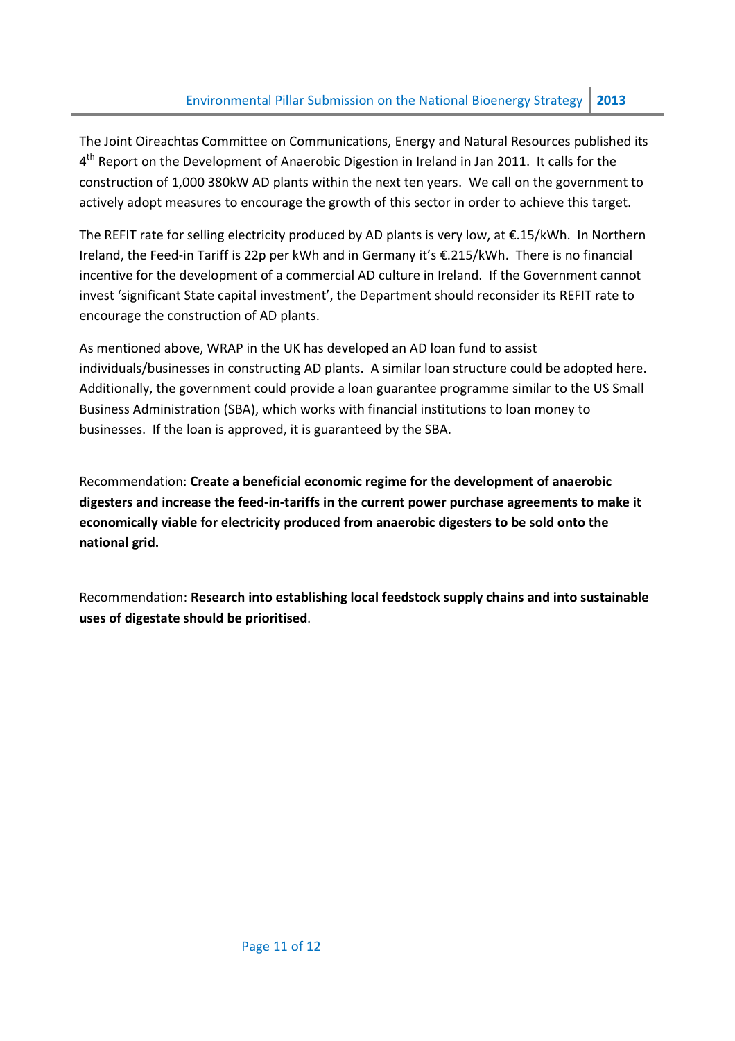The Joint Oireachtas Committee on Communications, Energy and Natural Resources published its 4th Report on the Development of Anaerobic Digestion in Ireland in Jan 2011. It calls for the construction of 1,000 380kW AD plants within the next ten years. We call on the government to actively adopt measures to encourage the growth of this sector in order to achieve this target.

The REFIT rate for selling electricity produced by AD plants is very low, at €.15/kWh. In Northern Ireland, the Feed-in Tariff is 22p per kWh and in Germany it's €.215/kWh. There is no financial incentive for the development of a commercial AD culture in Ireland. If the Government cannot invest 'significant State capital investment', the Department should reconsider its REFIT rate to encourage the construction of AD plants.

As mentioned above, WRAP in the UK has developed an AD loan fund to assist individuals/businesses in constructing AD plants. A similar loan structure could be adopted here. Additionally, the government could provide a loan guarantee programme similar to the US Small Business Administration (SBA), which works with financial institutions to loan money to businesses. If the loan is approved, it is guaranteed by the SBA.

Recommendation: **Create a beneficial economic regime for the development of anaerobic digesters and increase the feed-in-tariffs in the current power purchase agreements to make it economically viable for electricity produced from anaerobic digesters to be sold onto the national grid.**

Recommendation: **Research into establishing local feedstock supply chains and into sustainable uses of digestate should be prioritised**.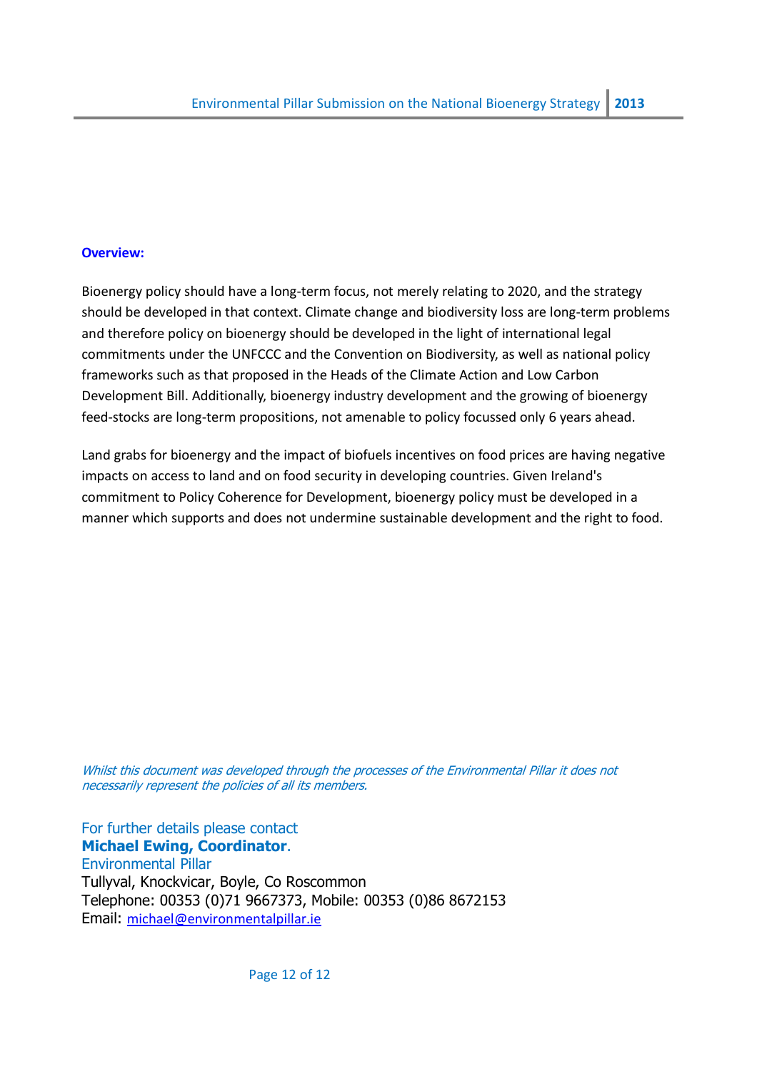**Overview:**

Bioenergy policy should have a long-term focus, not merely relating to 2020, and the strategy should be developed in that context. Climate change and biodiversity loss are long-term problems and therefore policy on bioenergy should be developed in the light of international legal commitments under the UNFCCC and the Convention on Biodiversity, as well as national policy frameworks such as that proposed in the Heads of the Climate Action and Low Carbon Development Bill. Additionally, bioenergy industry development and the growing of bioenergy feed-stocks are long-term propositions, not amenable to policy focussed only 6 years ahead.

Land grabs for bioenergy and the impact of biofuels incentives on food prices are having negative impacts on access to land and on food security in developing countries. Given Ireland's commitment to Policy Coherence for Development, bioenergy policy must be developed in a manner which supports and does not undermine sustainable development and the right to food.

*Whilst this document was developed through the processes of the Environmental Pillar it does not necessarily represent the policies of all its members.*

For further details please contact
**Michael Ewing, Coordinator**.
Environmental Pillar
Tullyval, Knockvicar, Boyle, Co Roscommon
Telephone: 00353 (0)71 9667373, Mobile: 00353 (0)86 8672153
Email: michael@environmentalpillar.ie